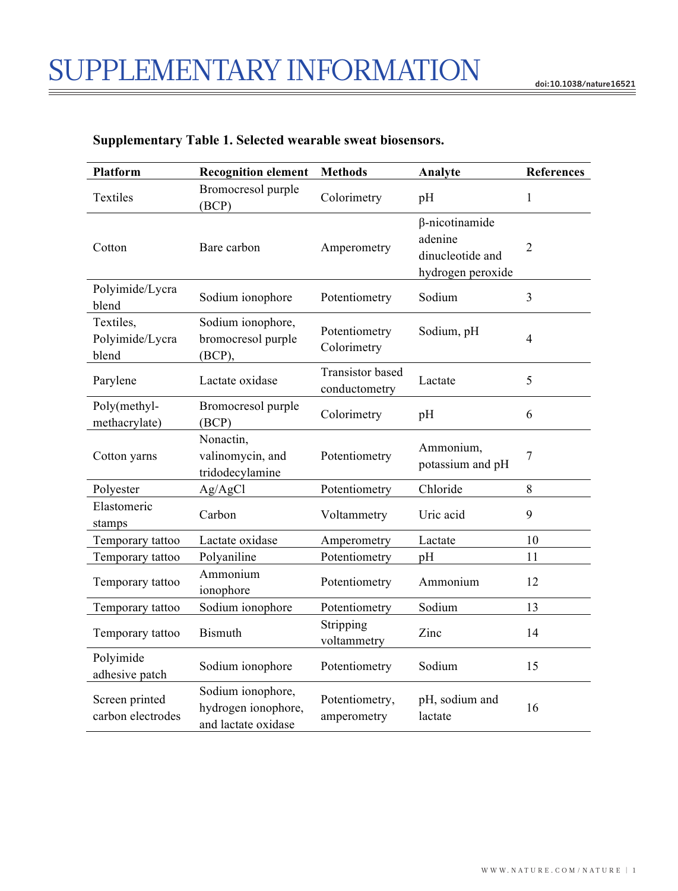# SUPPLEMENTARY INFORMATION

**Supplementary Table 1. Selected wearable sweat biosensors.**

| Platform | Recognition element | Methods | Analyte | References |
|---|---|---|---|---|
| Textiles | Bromocresol purple (BCP) | Colorimetry | pH | 1 |
| Cotton | Bare carbon | Amperometry | β-nicotinamide adenine dinucleotide and hydrogen peroxide | 2 |
| Polyimide/Lycra blend | Sodium ionophore | Potentiometry | Sodium | 3 |
| Textiles, Polyimide/Lycra blend | Sodium ionophore, bromocresol purple (BCP), | Potentiometry Colorimetry | Sodium, pH | 4 |
| Parylene | Lactate oxidase | Transistor based conductometry | Lactate | 5 |
| Poly(methyl-methacrylate) | Bromocresol purple (BCP) | Colorimetry | pH | 6 |
| Cotton yarns | Nonactin, valinomycin, and tridodecylamine | Potentiometry | Ammonium, potassium and pH | 7 |
| Polyester | Ag/AgCl | Potentiometry | Chloride | 8 |
| Elastomeric stamps | Carbon | Voltammetry | Uric acid | 9 |
| Temporary tattoo | Lactate oxidase | Amperometry | Lactate | 10 |
| Temporary tattoo | Polyaniline | Potentiometry | pH | 11 |
| Temporary tattoo | Ammonium ionophore | Potentiometry | Ammonium | 12 |
| Temporary tattoo | Sodium ionophore | Potentiometry | Sodium | 13 |
| Temporary tattoo | Bismuth | Stripping voltammetry | Zinc | 14 |
| Polyimide adhesive patch | Sodium ionophore | Potentiometry | Sodium | 15 |
| Screen printed carbon electrodes | Sodium ionophore, hydrogen ionophore, and lactate oxidase | Potentiometry, amperometry | pH, sodium and lactate | 16 |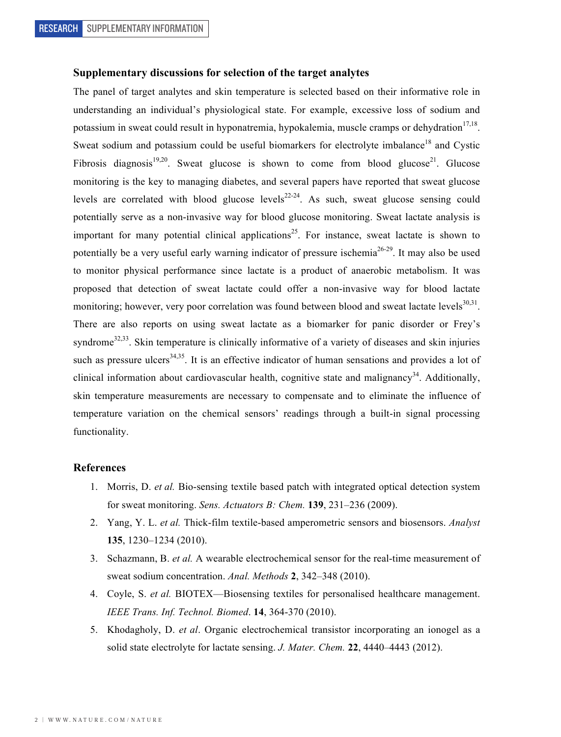### Supplementary discussions for selection of the target analytes

The panel of target analytes and skin temperature is selected based on their informative role in understanding an individual's physiological state. For example, excessive loss of sodium and potassium in sweat could result in hyponatremia, hypokalemia, muscle cramps or dehydration[17,18]. Sweat sodium and potassium could be useful biomarkers for electrolyte imbalance[18] and Cystic Fibrosis diagnosis[19,20]. Sweat glucose is shown to come from blood glucose[21]. Glucose monitoring is the key to managing diabetes, and several papers have reported that sweat glucose levels are correlated with blood glucose levels[22-24]. As such, sweat glucose sensing could potentially serve as a non-invasive way for blood glucose monitoring. Sweat lactate analysis is important for many potential clinical applications[25]. For instance, sweat lactate is shown to potentially be a very useful early warning indicator of pressure ischemia[26-29]. It may also be used to monitor physical performance since lactate is a product of anaerobic metabolism. It was proposed that detection of sweat lactate could offer a non-invasive way for blood lactate monitoring; however, very poor correlation was found between blood and sweat lactate levels[30,31]. There are also reports on using sweat lactate as a biomarker for panic disorder or Frey's syndrome[32,33]. Skin temperature is clinically informative of a variety of diseases and skin injuries such as pressure ulcers[34,35]. It is an effective indicator of human sensations and provides a lot of clinical information about cardiovascular health, cognitive state and malignancy[34]. Additionally, skin temperature measurements are necessary to compensate and to eliminate the influence of temperature variation on the chemical sensors' readings through a built-in signal processing functionality.

### References

1. Morris, D. *et al.* Bio-sensing textile based patch with integrated optical detection system for sweat monitoring. *Sens. Actuators B: Chem.* **139**, 231–236 (2009).
2. Yang, Y. L. *et al.* Thick-film textile-based amperometric sensors and biosensors. *Analyst* **135**, 1230–1234 (2010).
3. Schazmann, B. *et al.* A wearable electrochemical sensor for the real-time measurement of sweat sodium concentration. *Anal. Methods* **2**, 342–348 (2010).
4. Coyle, S. *et al.* BIOTEX—Biosensing textiles for personalised healthcare management. *IEEE Trans. Inf. Technol. Biomed*. **14**, 364-370 (2010).
5. Khodagholy, D. *et al*. Organic electrochemical transistor incorporating an ionogel as a solid state electrolyte for lactate sensing. *J. Mater. Chem.* **22**, 4440–4443 (2012).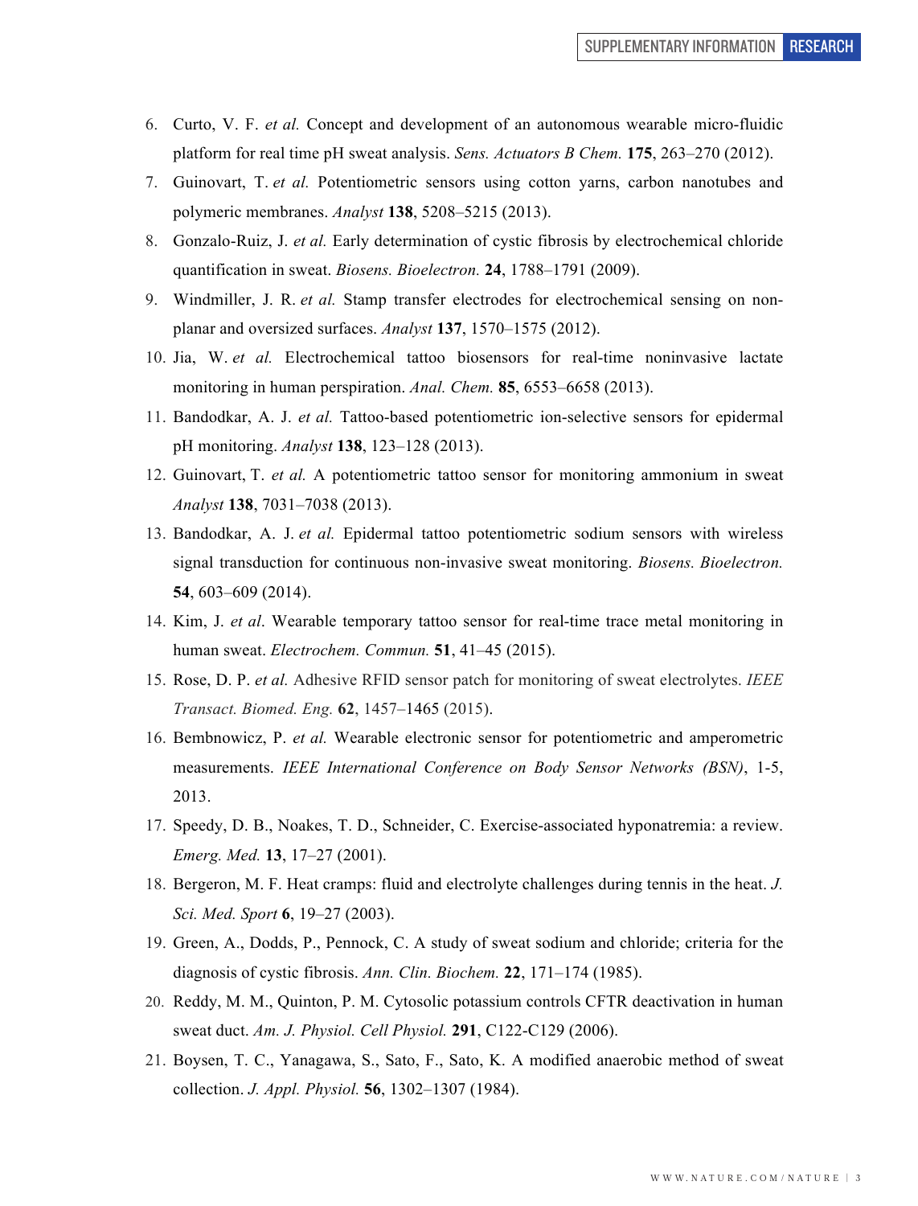6. Curto, V. F. *et al.* Concept and development of an autonomous wearable micro-fluidic platform for real time pH sweat analysis. *Sens. Actuators B Chem.* **175**, 263–270 (2012).
7. Guinovart, T. *et al.* Potentiometric sensors using cotton yarns, carbon nanotubes and polymeric membranes. *Analyst* **138**, 5208–5215 (2013).
8. Gonzalo-Ruiz, J. *et al.* Early determination of cystic fibrosis by electrochemical chloride quantification in sweat. *Biosens. Bioelectron.* **24**, 1788–1791 (2009).
9. Windmiller, J. R. *et al.* Stamp transfer electrodes for electrochemical sensing on non-planar and oversized surfaces. *Analyst* **137**, 1570–1575 (2012).
10. Jia, W. *et al.* Electrochemical tattoo biosensors for real-time noninvasive lactate monitoring in human perspiration. *Anal. Chem.* **85**, 6553–6658 (2013).
11. Bandodkar, A. J. *et al.* Tattoo-based potentiometric ion-selective sensors for epidermal pH monitoring. *Analyst* **138**, 123–128 (2013).
12. Guinovart, T. *et al.* A potentiometric tattoo sensor for monitoring ammonium in sweat *Analyst* **138**, 7031–7038 (2013).
13. Bandodkar, A. J. *et al.* Epidermal tattoo potentiometric sodium sensors with wireless signal transduction for continuous non-invasive sweat monitoring. *Biosens. Bioelectron.* **54**, 603–609 (2014).
14. Kim, J. *et al*. Wearable temporary tattoo sensor for real-time trace metal monitoring in human sweat. *Electrochem. Commun.* **51**, 41–45 (2015).
15. Rose, D. P. *et al.* Adhesive RFID sensor patch for monitoring of sweat electrolytes. *IEEE Transact. Biomed. Eng.* **62**, 1457–1465 (2015).
16. Bembnowicz, P. *et al.* Wearable electronic sensor for potentiometric and amperometric measurements. *IEEE International Conference on Body Sensor Networks (BSN)*, 1-5, 2013.
17. Speedy, D. B., Noakes, T. D., Schneider, C. Exercise-associated hyponatremia: a review. *Emerg. Med.* **13**, 17–27 (2001).
18. Bergeron, M. F. Heat cramps: fluid and electrolyte challenges during tennis in the heat. *J. Sci. Med. Sport* **6**, 19–27 (2003).
19. Green, A., Dodds, P., Pennock, C. A study of sweat sodium and chloride; criteria for the diagnosis of cystic fibrosis. *Ann. Clin. Biochem.* **22**, 171–174 (1985).
20. Reddy, M. M., Quinton, P. M. Cytosolic potassium controls CFTR deactivation in human sweat duct. *Am. J. Physiol. Cell Physiol.* **291**, C122-C129 (2006).
21. Boysen, T. C., Yanagawa, S., Sato, F., Sato, K. A modified anaerobic method of sweat collection. *J. Appl. Physiol.* **56**, 1302–1307 (1984).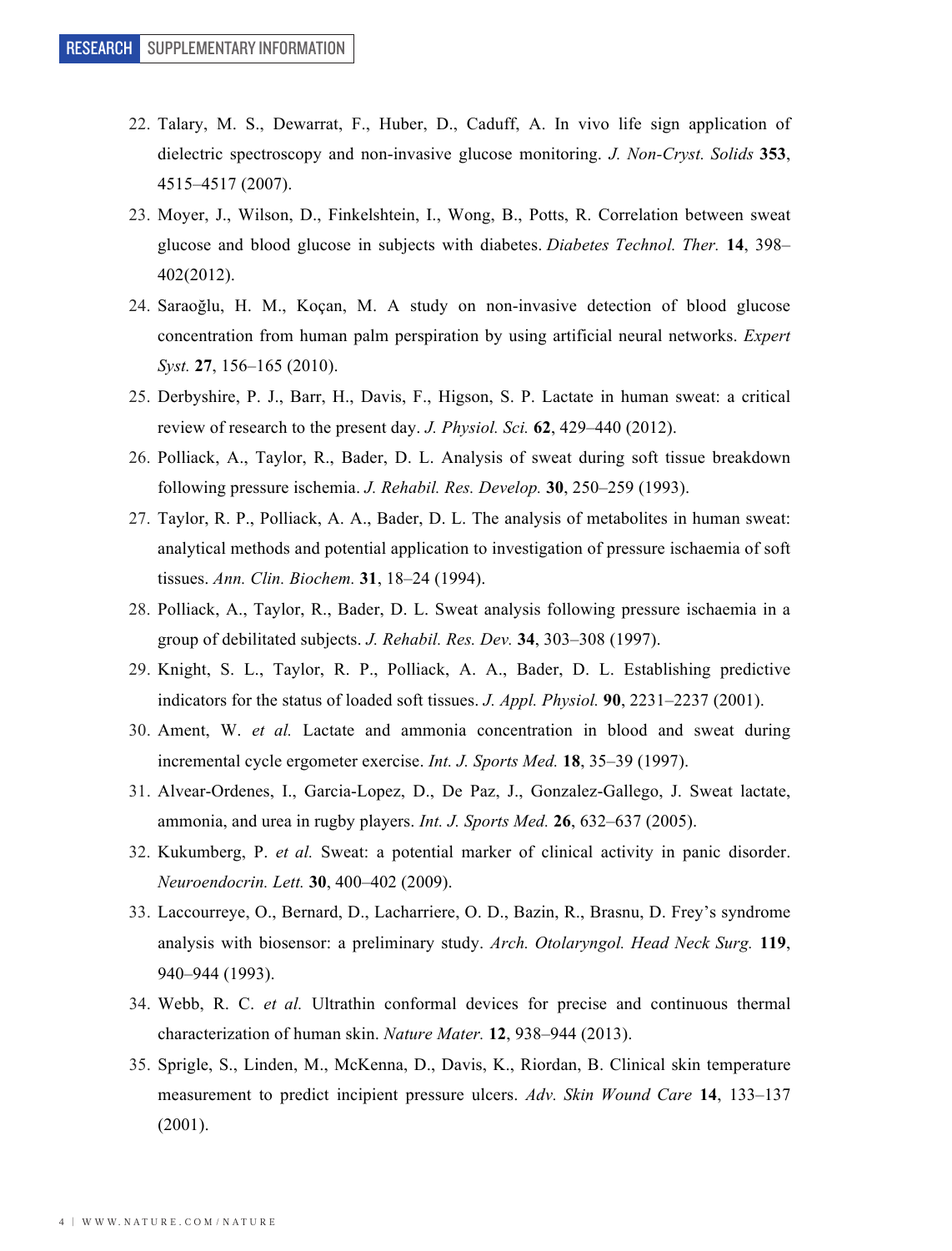22. Talary, M. S., Dewarrat, F., Huber, D., Caduff, A. In vivo life sign application of dielectric spectroscopy and non-invasive glucose monitoring. *J. Non-Cryst. Solids* **353**, 4515–4517 (2007).
23. Moyer, J., Wilson, D., Finkelshtein, I., Wong, B., Potts, R. Correlation between sweat glucose and blood glucose in subjects with diabetes. *Diabetes Technol. Ther.* **14**, 398–402(2012).
24. Saraoğlu, H. M., Koçan, M. A study on non-invasive detection of blood glucose concentration from human palm perspiration by using artificial neural networks. *Expert Syst.* **27**, 156–165 (2010).
25. Derbyshire, P. J., Barr, H., Davis, F., Higson, S. P. Lactate in human sweat: a critical review of research to the present day. *J. Physiol. Sci.* **62**, 429–440 (2012).
26. Polliack, A., Taylor, R., Bader, D. L. Analysis of sweat during soft tissue breakdown following pressure ischemia. *J. Rehabil. Res. Develop.* **30**, 250–259 (1993).
27. Taylor, R. P., Polliack, A. A., Bader, D. L. The analysis of metabolites in human sweat: analytical methods and potential application to investigation of pressure ischaemia of soft tissues. *Ann. Clin. Biochem.* **31**, 18–24 (1994).
28. Polliack, A., Taylor, R., Bader, D. L. Sweat analysis following pressure ischaemia in a group of debilitated subjects. *J. Rehabil. Res. Dev.* **34**, 303–308 (1997).
29. Knight, S. L., Taylor, R. P., Polliack, A. A., Bader, D. L. Establishing predictive indicators for the status of loaded soft tissues. *J. Appl. Physiol.* **90**, 2231–2237 (2001).
30. Ament, W. *et al.* Lactate and ammonia concentration in blood and sweat during incremental cycle ergometer exercise. *Int. J. Sports Med.* **18**, 35–39 (1997).
31. Alvear-Ordenes, I., Garcia-Lopez, D., De Paz, J., Gonzalez-Gallego, J. Sweat lactate, ammonia, and urea in rugby players. *Int. J. Sports Med.* **26**, 632–637 (2005).
32. Kukumberg, P. *et al.* Sweat: a potential marker of clinical activity in panic disorder. *Neuroendocrin. Lett.* **30**, 400–402 (2009).
33. Laccourreye, O., Bernard, D., Lacharriere, O. D., Bazin, R., Brasnu, D. Frey's syndrome analysis with biosensor: a preliminary study. *Arch. Otolaryngol. Head Neck Surg.* **119**, 940–944 (1993).
34. Webb, R. C. *et al.* Ultrathin conformal devices for precise and continuous thermal characterization of human skin. *Nature Mater.* **12**, 938–944 (2013).
35. Sprigle, S., Linden, M., McKenna, D., Davis, K., Riordan, B. Clinical skin temperature measurement to predict incipient pressure ulcers. *Adv. Skin Wound Care* **14**, 133–137 (2001).